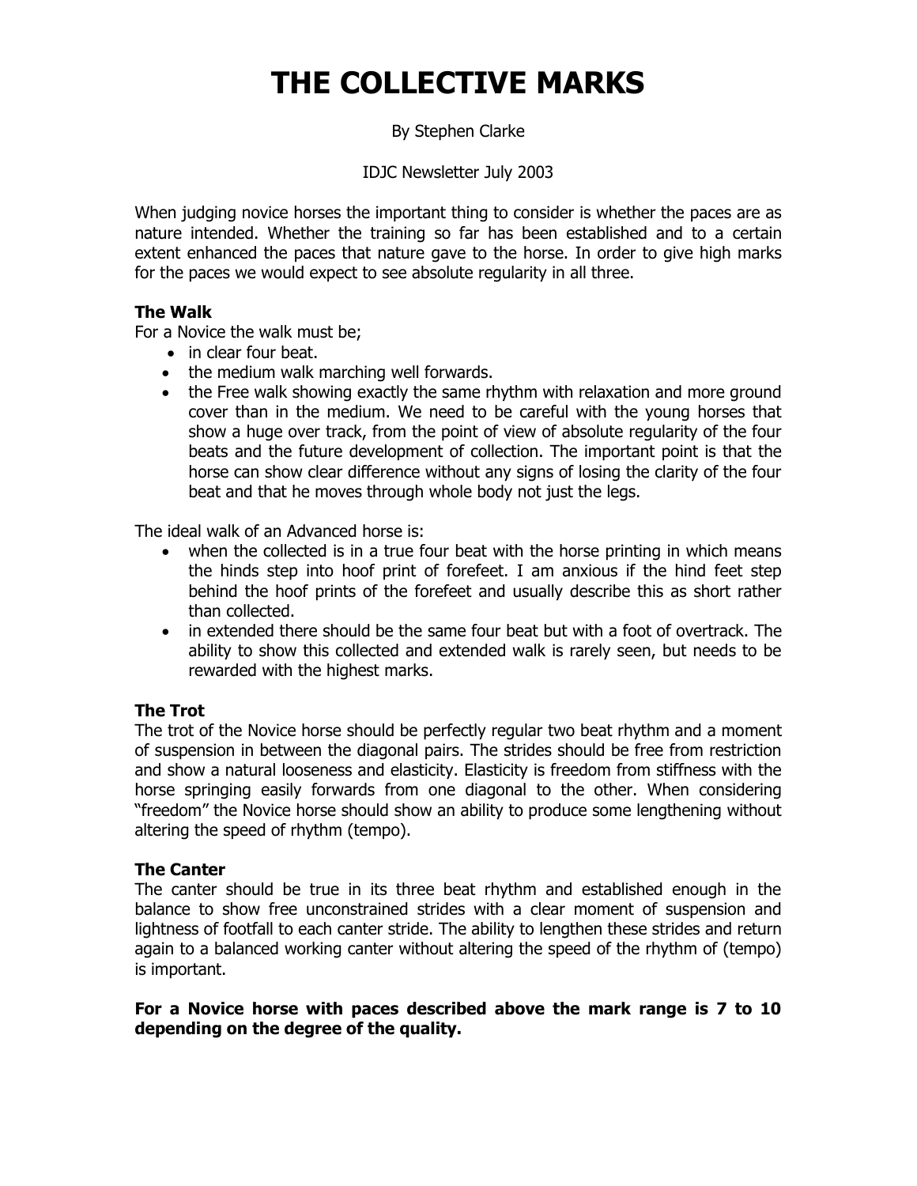# THE COLLECTIVE MARKS

By Stephen Clarke

IDJC Newsletter July 2003

When judging novice horses the important thing to consider is whether the paces are as nature intended. Whether the training so far has been established and to a certain extent enhanced the paces that nature gave to the horse. In order to give high marks for the paces we would expect to see absolute regularity in all three.

**The Walk**

For a Novice the walk must be;

- in clear four beat.
- the medium walk marching well forwards.
- the Free walk showing exactly the same rhythm with relaxation and more ground cover than in the medium. We need to be careful with the young horses that show a huge over track, from the point of view of absolute regularity of the four beats and the future development of collection. The important point is that the horse can show clear difference without any signs of losing the clarity of the four beat and that he moves through whole body not just the legs.

The ideal walk of an Advanced horse is:

- when the collected is in a true four beat with the horse printing in which means the hinds step into hoof print of forefeet. I am anxious if the hind feet step behind the hoof prints of the forefeet and usually describe this as short rather than collected.
- in extended there should be the same four beat but with a foot of overtrack. The ability to show this collected and extended walk is rarely seen, but needs to be rewarded with the highest marks.

**The Trot**

The trot of the Novice horse should be perfectly regular two beat rhythm and a moment of suspension in between the diagonal pairs. The strides should be free from restriction and show a natural looseness and elasticity. Elasticity is freedom from stiffness with the horse springing easily forwards from one diagonal to the other. When considering "freedom" the Novice horse should show an ability to produce some lengthening without altering the speed of rhythm (tempo).

**The Canter**

The canter should be true in its three beat rhythm and established enough in the balance to show free unconstrained strides with a clear moment of suspension and lightness of footfall to each canter stride. The ability to lengthen these strides and return again to a balanced working canter without altering the speed of the rhythm of (tempo) is important.

**For a Novice horse with paces described above the mark range is 7 to 10 depending on the degree of the quality.**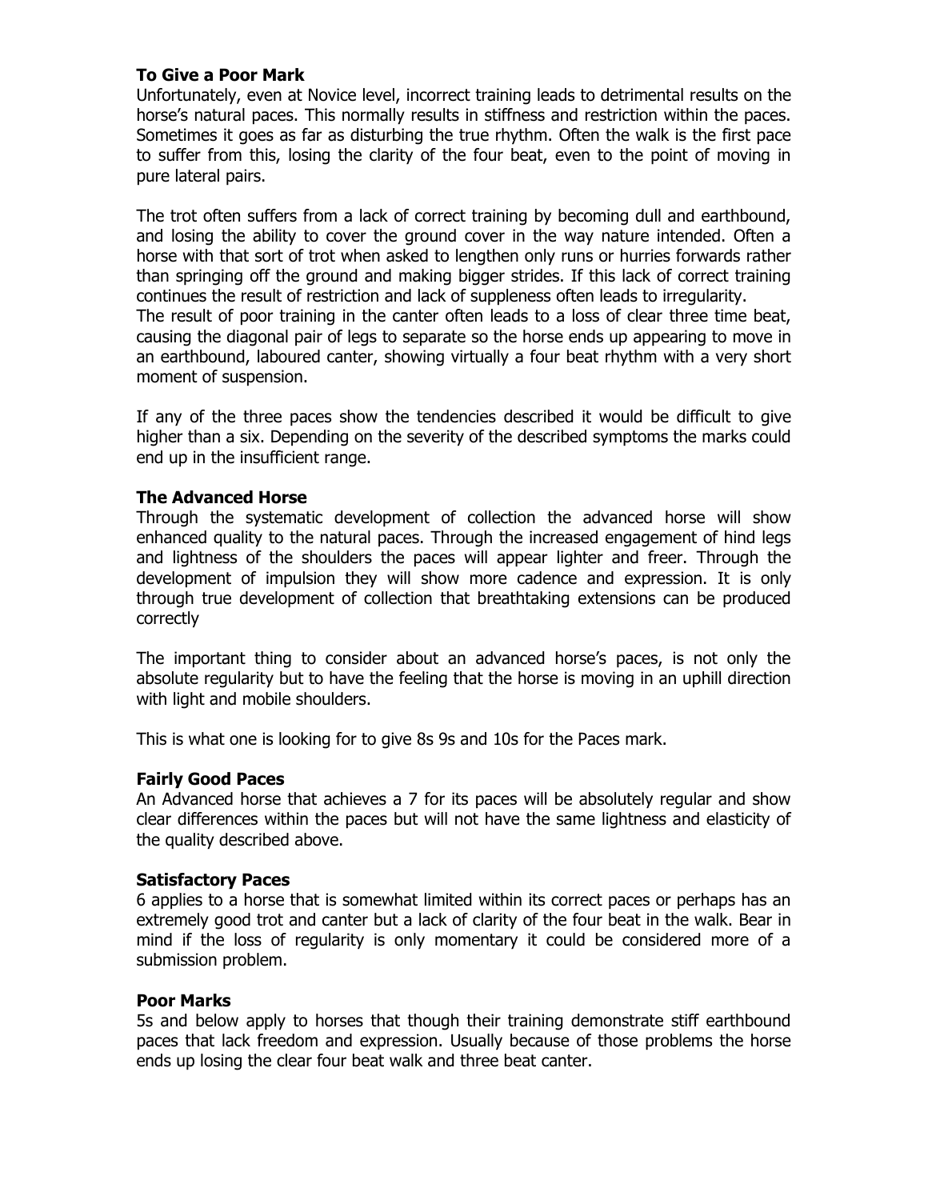**To Give a Poor Mark**

Unfortunately, even at Novice level, incorrect training leads to detrimental results on the horse's natural paces. This normally results in stiffness and restriction within the paces. Sometimes it goes as far as disturbing the true rhythm. Often the walk is the first pace to suffer from this, losing the clarity of the four beat, even to the point of moving in pure lateral pairs.

The trot often suffers from a lack of correct training by becoming dull and earthbound, and losing the ability to cover the ground cover in the way nature intended. Often a horse with that sort of trot when asked to lengthen only runs or hurries forwards rather than springing off the ground and making bigger strides. If this lack of correct training continues the result of restriction and lack of suppleness often leads to irregularity.
The result of poor training in the canter often leads to a loss of clear three time beat, causing the diagonal pair of legs to separate so the horse ends up appearing to move in an earthbound, laboured canter, showing virtually a four beat rhythm with a very short moment of suspension.

If any of the three paces show the tendencies described it would be difficult to give higher than a six. Depending on the severity of the described symptoms the marks could end up in the insufficient range.

**The Advanced Horse**

Through the systematic development of collection the advanced horse will show enhanced quality to the natural paces. Through the increased engagement of hind legs and lightness of the shoulders the paces will appear lighter and freer. Through the development of impulsion they will show more cadence and expression. It is only through true development of collection that breathtaking extensions can be produced correctly

The important thing to consider about an advanced horse's paces, is not only the absolute regularity but to have the feeling that the horse is moving in an uphill direction with light and mobile shoulders.

This is what one is looking for to give 8s 9s and 10s for the Paces mark.

**Fairly Good Paces**

An Advanced horse that achieves a 7 for its paces will be absolutely regular and show clear differences within the paces but will not have the same lightness and elasticity of the quality described above.

**Satisfactory Paces**

6 applies to a horse that is somewhat limited within its correct paces or perhaps has an extremely good trot and canter but a lack of clarity of the four beat in the walk. Bear in mind if the loss of regularity is only momentary it could be considered more of a submission problem.

**Poor Marks**

5s and below apply to horses that though their training demonstrate stiff earthbound paces that lack freedom and expression. Usually because of those problems the horse ends up losing the clear four beat walk and three beat canter.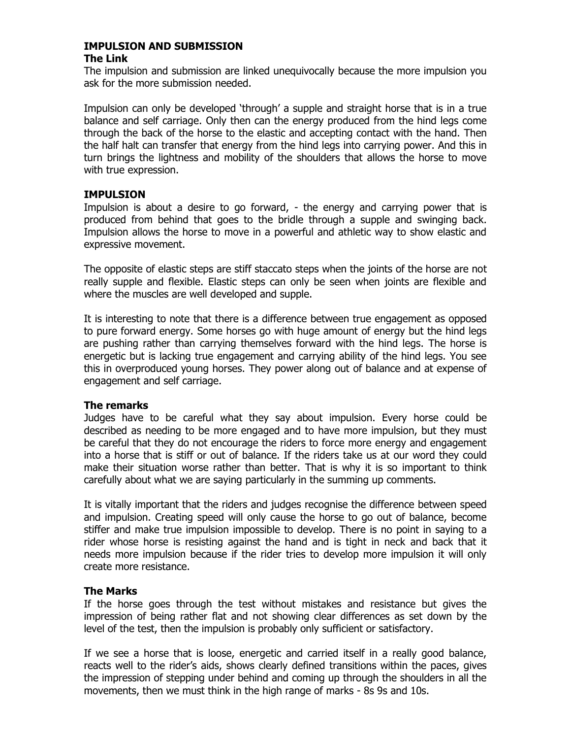## IMPULSION AND SUBMISSION

### The Link

The impulsion and submission are linked unequivocally because the more impulsion you ask for the more submission needed.

Impulsion can only be developed 'through' a supple and straight horse that is in a true balance and self carriage. Only then can the energy produced from the hind legs come through the back of the horse to the elastic and accepting contact with the hand. Then the half halt can transfer that energy from the hind legs into carrying power. And this in turn brings the lightness and mobility of the shoulders that allows the horse to move with true expression.

### IMPULSION

Impulsion is about a desire to go forward, - the energy and carrying power that is produced from behind that goes to the bridle through a supple and swinging back. Impulsion allows the horse to move in a powerful and athletic way to show elastic and expressive movement.

The opposite of elastic steps are stiff staccato steps when the joints of the horse are not really supple and flexible. Elastic steps can only be seen when joints are flexible and where the muscles are well developed and supple.

It is interesting to note that there is a difference between true engagement as opposed to pure forward energy. Some horses go with huge amount of energy but the hind legs are pushing rather than carrying themselves forward with the hind legs. The horse is energetic but is lacking true engagement and carrying ability of the hind legs. You see this in overproduced young horses. They power along out of balance and at expense of engagement and self carriage.

### The remarks

Judges have to be careful what they say about impulsion. Every horse could be described as needing to be more engaged and to have more impulsion, but they must be careful that they do not encourage the riders to force more energy and engagement into a horse that is stiff or out of balance. If the riders take us at our word they could make their situation worse rather than better. That is why it is so important to think carefully about what we are saying particularly in the summing up comments.

It is vitally important that the riders and judges recognise the difference between speed and impulsion. Creating speed will only cause the horse to go out of balance, become stiffer and make true impulsion impossible to develop. There is no point in saying to a rider whose horse is resisting against the hand and is tight in neck and back that it needs more impulsion because if the rider tries to develop more impulsion it will only create more resistance.

### The Marks

If the horse goes through the test without mistakes and resistance but gives the impression of being rather flat and not showing clear differences as set down by the level of the test, then the impulsion is probably only sufficient or satisfactory.

If we see a horse that is loose, energetic and carried itself in a really good balance, reacts well to the rider's aids, shows clearly defined transitions within the paces, gives the impression of stepping under behind and coming up through the shoulders in all the movements, then we must think in the high range of marks - 8s 9s and 10s.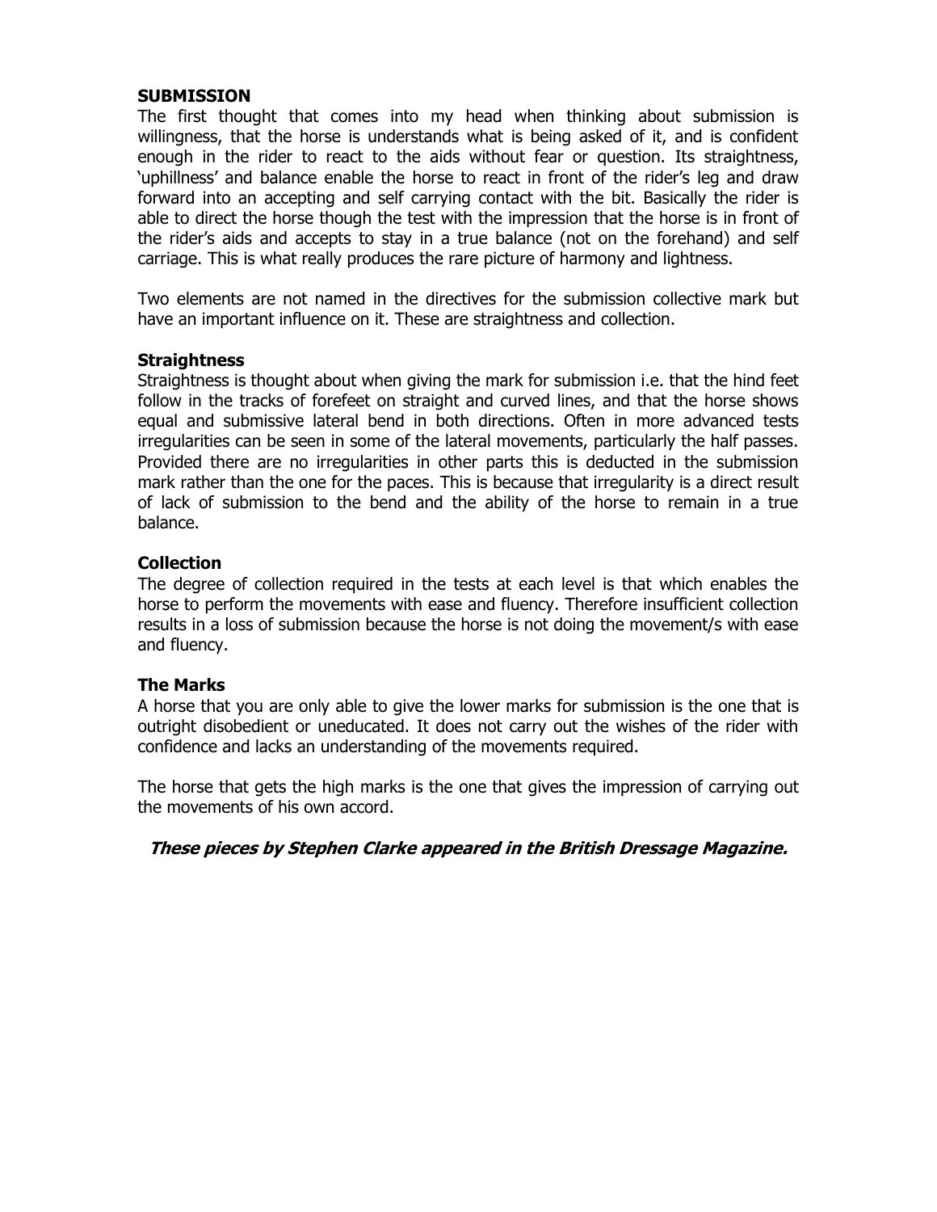**SUBMISSION**

The first thought that comes into my head when thinking about submission is willingness, that the horse is understands what is being asked of it, and is confident enough in the rider to react to the aids without fear or question. Its straightness, 'uphillness' and balance enable the horse to react in front of the rider's leg and draw forward into an accepting and self carrying contact with the bit. Basically the rider is able to direct the horse though the test with the impression that the horse is in front of the rider's aids and accepts to stay in a true balance (not on the forehand) and self carriage. This is what really produces the rare picture of harmony and lightness.

Two elements are not named in the directives for the submission collective mark but have an important influence on it. These are straightness and collection.

**Straightness**

Straightness is thought about when giving the mark for submission i.e. that the hind feet follow in the tracks of forefeet on straight and curved lines, and that the horse shows equal and submissive lateral bend in both directions. Often in more advanced tests irregularities can be seen in some of the lateral movements, particularly the half passes. Provided there are no irregularities in other parts this is deducted in the submission mark rather than the one for the paces. This is because that irregularity is a direct result of lack of submission to the bend and the ability of the horse to remain in a true balance.

**Collection**

The degree of collection required in the tests at each level is that which enables the horse to perform the movements with ease and fluency. Therefore insufficient collection results in a loss of submission because the horse is not doing the movement/s with ease and fluency.

**The Marks**

A horse that you are only able to give the lower marks for submission is the one that is outright disobedient or uneducated. It does not carry out the wishes of the rider with confidence and lacks an understanding of the movements required.

The horse that gets the high marks is the one that gives the impression of carrying out the movements of his own accord.

***These pieces by Stephen Clarke appeared in the British Dressage Magazine.***